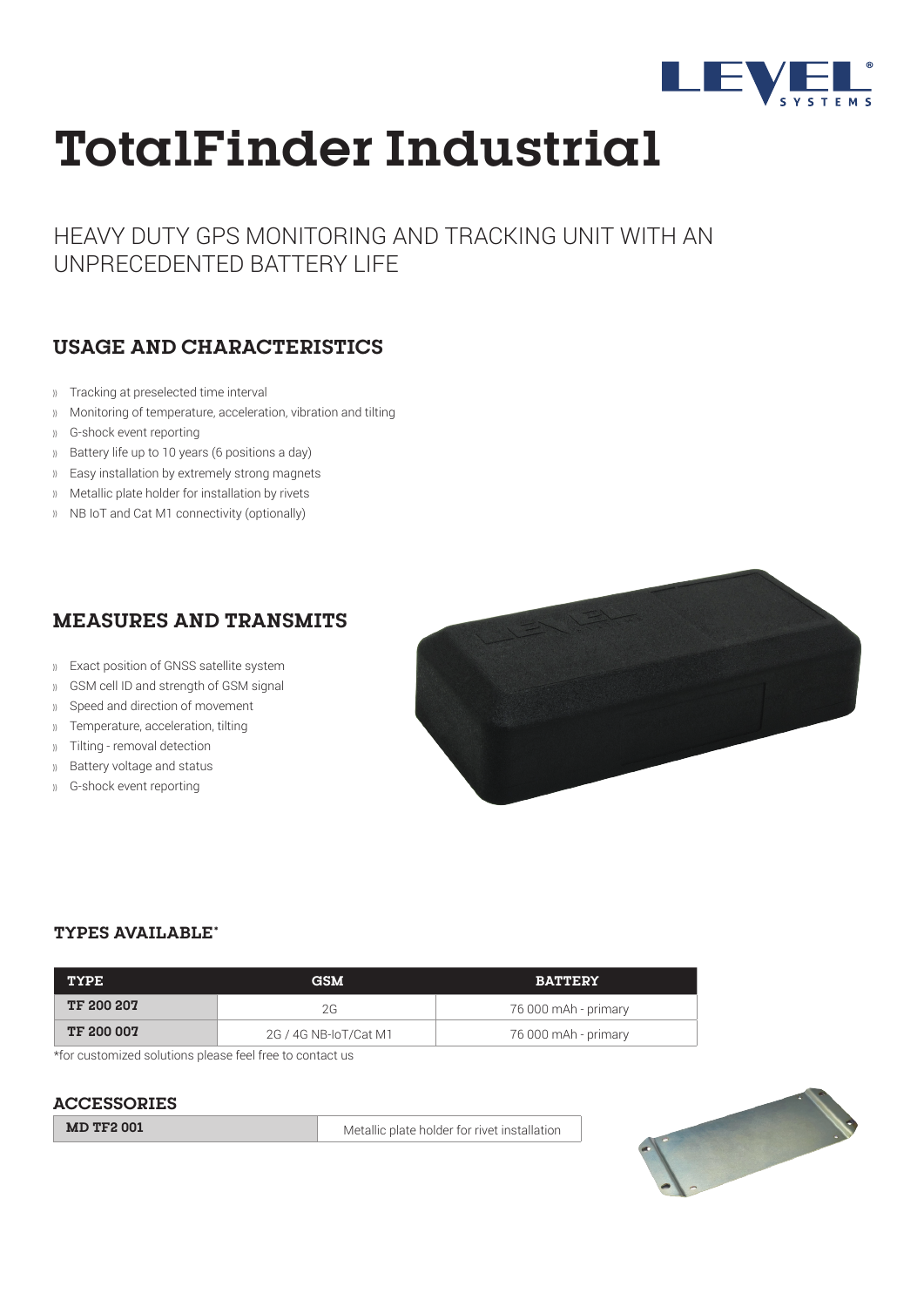# TotalFinder Industrial

HEAVY DUTY GPS MONITORING AND TRACKING UNIT WITH AN UNPRECEDENTED BATTERY LIFE

## USAGE AND CHARACTERISTICS

- Tracking at preselected time interval
- Monitoring of temperature, acceleration, vibration and tilting
- G-shock event reporting
- Battery life up to 10 years (6 positions a day)
- Easy installation by extremely strong magnets
- Metallic plate holder for installation by rivets
- NB IoT and Cat M1 connectivity (optionally)

## MEASURES AND TRANSMITS

- Exact position of GNSS satellite system
- GSM cell ID and strength of GSM signal
- Speed and direction of movement
- Temperature, acceleration, tilting
- Tilting - removal detection
- Battery voltage and status
- G-shock event reporting

### TYPES AVAILABLE*

| TYPE | GSM | BATTERY |
|---|---|---|
| **TF 200 207** | 2G | 76 000 mAh - primary |
| **TF 200 007** | 2G / 4G NB-IoT/Cat M1 | 76 000 mAh - primary |

*for customized solutions please feel free to contact us

### ACCESSORIES

| | |
|---|---|
| **MD TF2 001** | Metallic plate holder for rivet installation |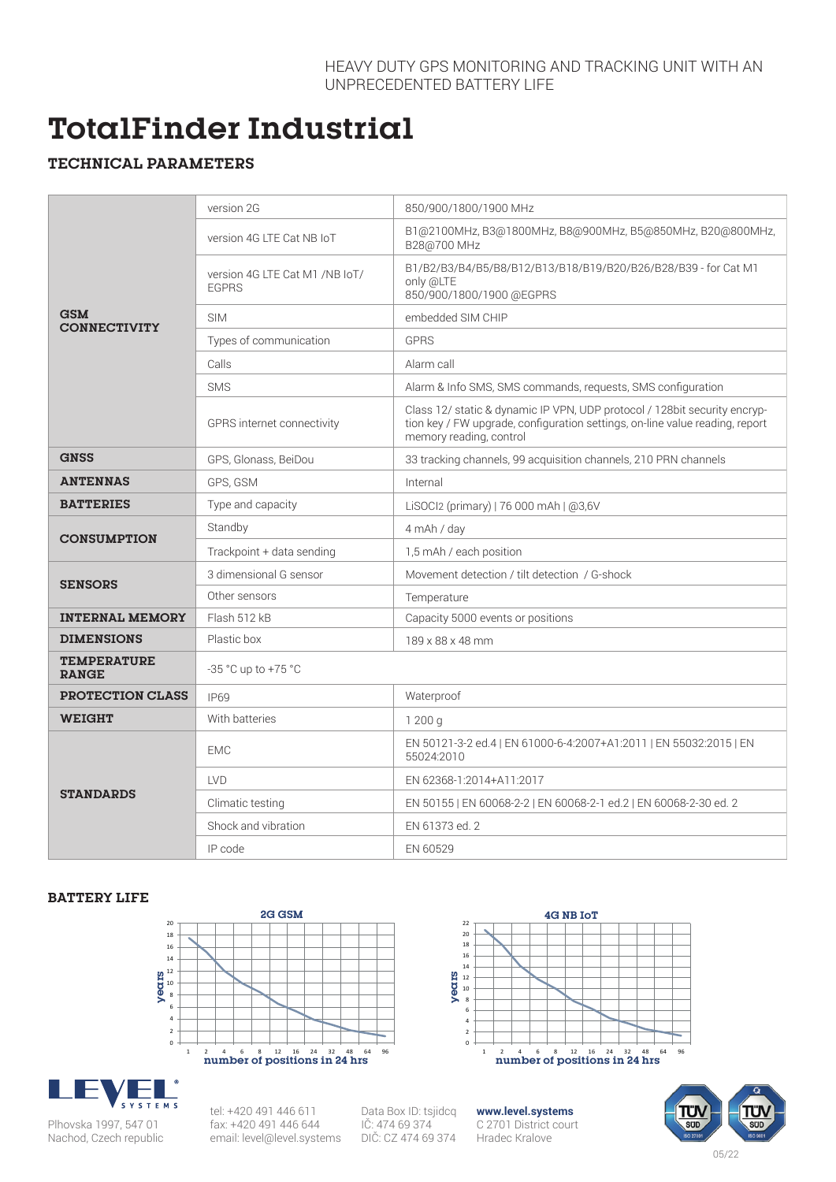HEAVY DUTY GPS MONITORING AND TRACKING UNIT WITH AN UNPRECEDENTED BATTERY LIFE

# TotalFinder Industrial

## TECHNICAL PARAMETERS

| | | |
|---|---|---|
| **GSM CONNECTIVITY** | version 2G | 850/900/1800/1900 MHz |
| | version 4G LTE Cat NB IoT | B1@2100MHz, B3@1800MHz, B8@900MHz, B5@850MHz, B20@800MHz, B28@700 MHz |
| | version 4G LTE Cat M1 /NB IoT/ EGPRS | B1/B2/B3/B4/B5/B8/B12/B13/B18/B19/B20/B26/B28/B39 - for Cat M1 only @LTE 850/900/1800/1900 @EGPRS |
| | SIM | embedded SIM CHIP |
| | Types of communication | GPRS |
| | Calls | Alarm call |
| | SMS | Alarm & Info SMS, SMS commands, requests, SMS configuration |
| | GPRS internet connectivity | Class 12/ static & dynamic IP VPN, UDP protocol / 128bit security encryption key / FW upgrade, configuration settings, on-line value reading, report memory reading, control |
| **GNSS** | GPS, Glonass, BeiDou | 33 tracking channels, 99 acquisition channels, 210 PRN channels |
| **ANTENNAS** | GPS, GSM | Internal |
| **BATTERIES** | Type and capacity | LiSOCl2 (primary) \| 76 000 mAh \| @3,6V |
| **CONSUMPTION** | Standby | 4 mAh / day |
| | Trackpoint + data sending | 1,5 mAh / each position |
| **SENSORS** | 3 dimensional G sensor | Movement detection / tilt detection / G-shock |
| | Other sensors | Temperature |
| **INTERNAL MEMORY** | Flash 512 kB | Capacity 5000 events or positions |
| **DIMENSIONS** | Plastic box | 189 x 88 x 48 mm |
| **TEMPERATURE RANGE** | -35 °C up to +75 °C | |
| **PROTECTION CLASS** | IP69 | Waterproof |
| **WEIGHT** | With batteries | 1 200 g |
| **STANDARDS** | EMC | EN 50121-3-2 ed.4 \| EN 61000-6-4:2007+A1:2011 \| EN 55032:2015 \| EN 55024:2010 |
| | LVD | EN 62368-1:2014+A11:2017 |
| | Climatic testing | EN 50155 \| EN 60068-2-2 \| EN 60068-2-1 ed.2 \| EN 60068-2-30 ed. 2 |
| | Shock and vibration | EN 61373 ed. 2 |
| | IP code | EN 60529 |

## BATTERY LIFE

2G GSM

years

0 2 4 6 8 10 12 14 16 18 20

1 2 4 6 8 12 16 24 32 48 64 96

number of positions in 24 hrs

4G NB IoT

years

0 2 4 6 8 10 12 14 16 18 20 22

1 2 4 6 8 12 16 24 32 48 64 96

number of positions in 24 hrs

LEVEL SYSTEMS

Plhovska 1997, 547 01
Nachod, Czech republic

tel: +420 491 446 611
fax: +420 491 446 644
email: level@level.systems

Data Box ID: tsjidcq
IČ: 474 69 374
DIČ: CZ 474 69 374

**www.level.systems**
C 2701 District court
Hradec Kralove

05/22